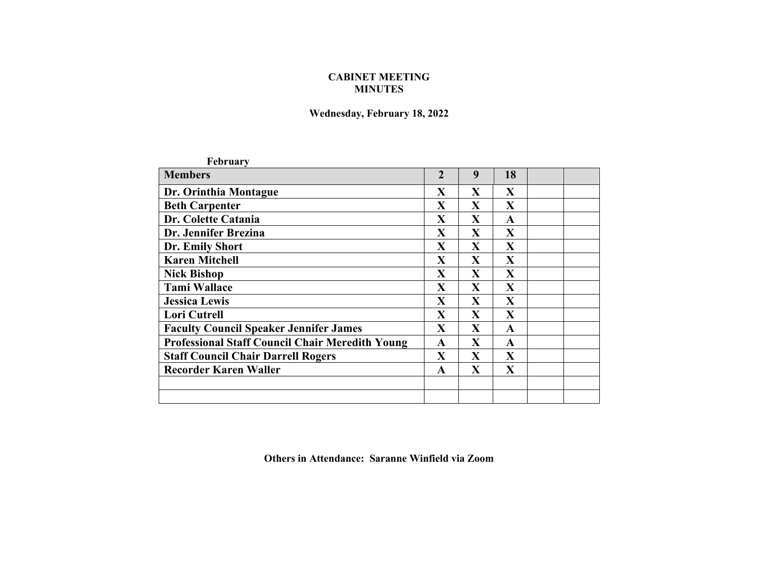**CABINET MEETING**
**MINUTES**

**Wednesday, February 18, 2022**

**February**

| Members | 2 | 9 | 18 | | |
|---|---|---|---|---|---|
| Dr. Orinthia Montague | X | X | X | | |
| Beth Carpenter | X | X | X | | |
| Dr. Colette Catania | X | X | A | | |
| Dr. Jennifer Brezina | X | X | X | | |
| Dr. Emily Short | X | X | X | | |
| Karen Mitchell | X | X | X | | |
| Nick Bishop | X | X | X | | |
| Tami Wallace | X | X | X | | |
| Jessica Lewis | X | X | X | | |
| Lori Cutrell | X | X | X | | |
| Faculty Council Speaker Jennifer James | X | X | A | | |
| Professional Staff Council Chair Meredith Young | A | X | A | | |
| Staff Council Chair Darrell Rogers | X | X | X | | |
| Recorder Karen Waller | A | X | X | | |
| | | | | | |
| | | | | | |

**Others in Attendance: Saranne Winfield via Zoom**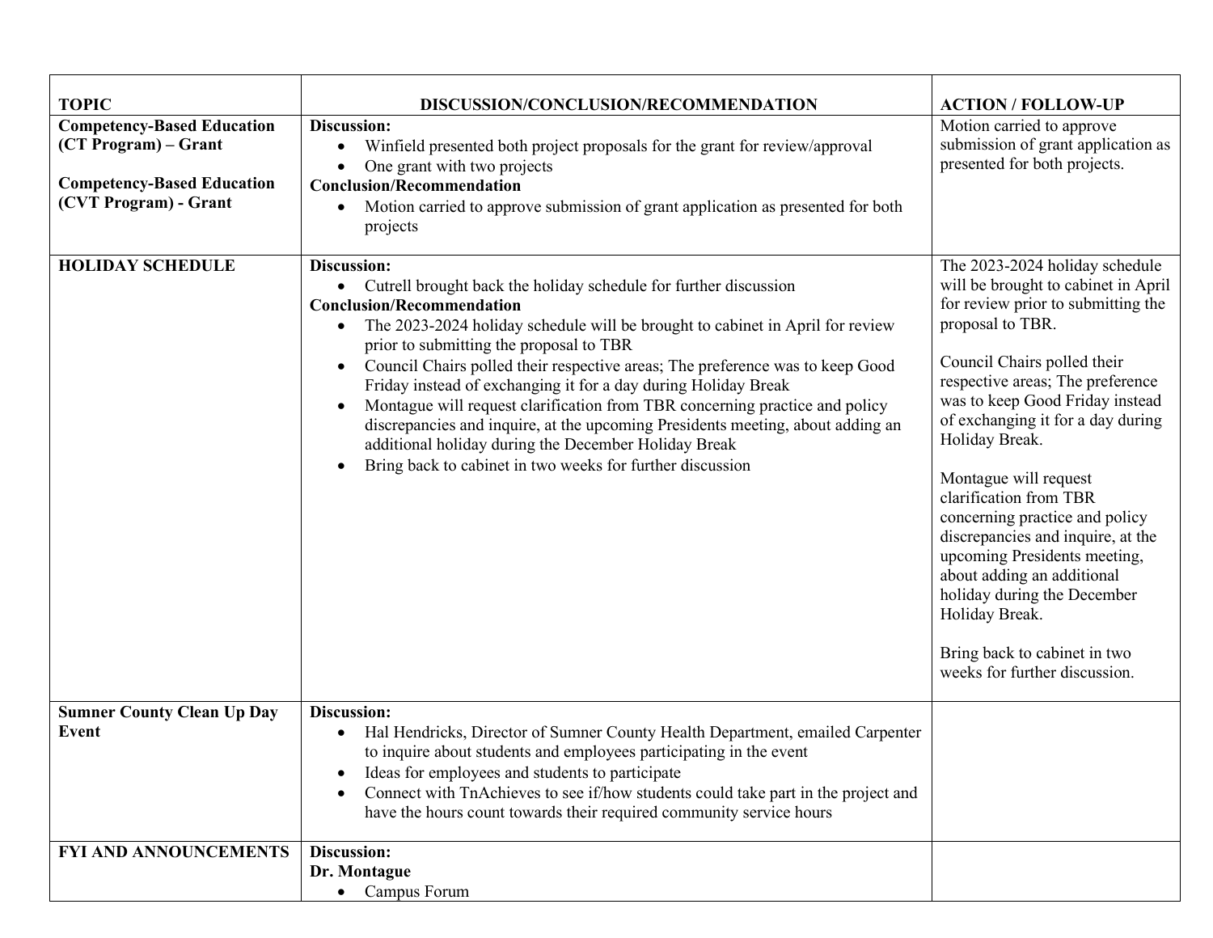| TOPIC | DISCUSSION/CONCLUSION/RECOMMENDATION | ACTION / FOLLOW-UP |
|---|---|---|
| **Competency-Based Education (CT Program) – Grant**<br><br>**Competency-Based Education (CVT Program) - Grant** | **Discussion:**<br>• Winfield presented both project proposals for the grant for review/approval<br>• One grant with two projects<br>**Conclusion/Recommendation**<br>• Motion carried to approve submission of grant application as presented for both projects | Motion carried to approve submission of grant application as presented for both projects. |
| **HOLIDAY SCHEDULE** | **Discussion:**<br>• Cutrell brought back the holiday schedule for further discussion<br>**Conclusion/Recommendation**<br>• The 2023-2024 holiday schedule will be brought to cabinet in April for review prior to submitting the proposal to TBR<br>• Council Chairs polled their respective areas; The preference was to keep Good Friday instead of exchanging it for a day during Holiday Break<br>• Montague will request clarification from TBR concerning practice and policy discrepancies and inquire, at the upcoming Presidents meeting, about adding an additional holiday during the December Holiday Break<br>• Bring back to cabinet in two weeks for further discussion | The 2023-2024 holiday schedule will be brought to cabinet in April for review prior to submitting the proposal to TBR.<br><br>Council Chairs polled their respective areas; The preference was to keep Good Friday instead of exchanging it for a day during Holiday Break.<br><br>Montague will request clarification from TBR concerning practice and policy discrepancies and inquire, at the upcoming Presidents meeting, about adding an additional holiday during the December Holiday Break.<br><br>Bring back to cabinet in two weeks for further discussion. |
| **Sumner County Clean Up Day Event** | **Discussion:**<br>• Hal Hendricks, Director of Sumner County Health Department, emailed Carpenter to inquire about students and employees participating in the event<br>• Ideas for employees and students to participate<br>• Connect with TnAchieves to see if/how students could take part in the project and have the hours count towards their required community service hours | |
| **FYI AND ANNOUNCEMENTS** | **Discussion:**<br>**Dr. Montague**<br>• Campus Forum | |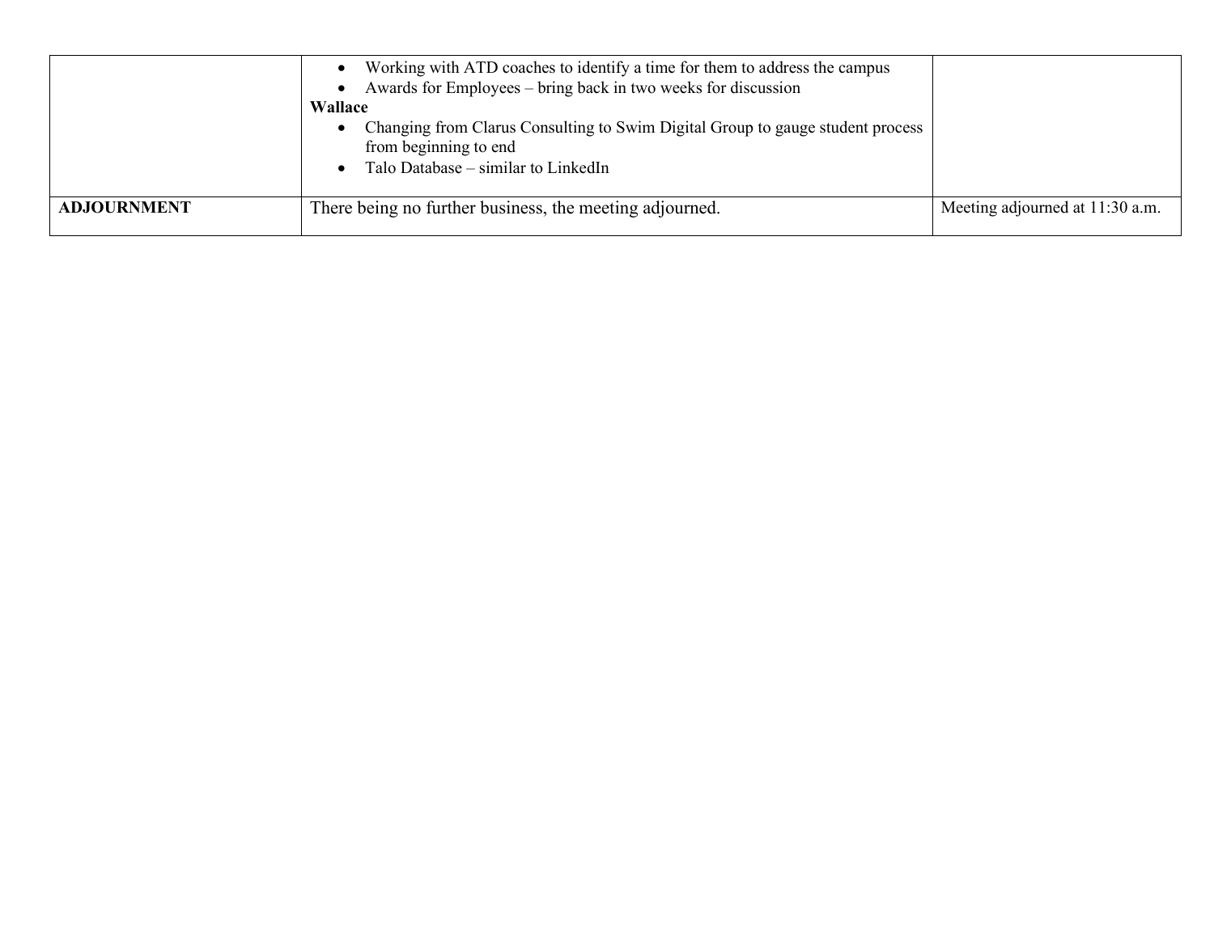| | | |
|---|---|---|
| | • Working with ATD coaches to identify a time for them to address the campus<br>• Awards for Employees – bring back in two weeks for discussion<br>**Wallace**<br>• Changing from Clarus Consulting to Swim Digital Group to gauge student process from beginning to end<br>• Talo Database – similar to LinkedIn | |
| **ADJOURNMENT** | There being no further business, the meeting adjourned. | Meeting adjourned at 11:30 a.m. |